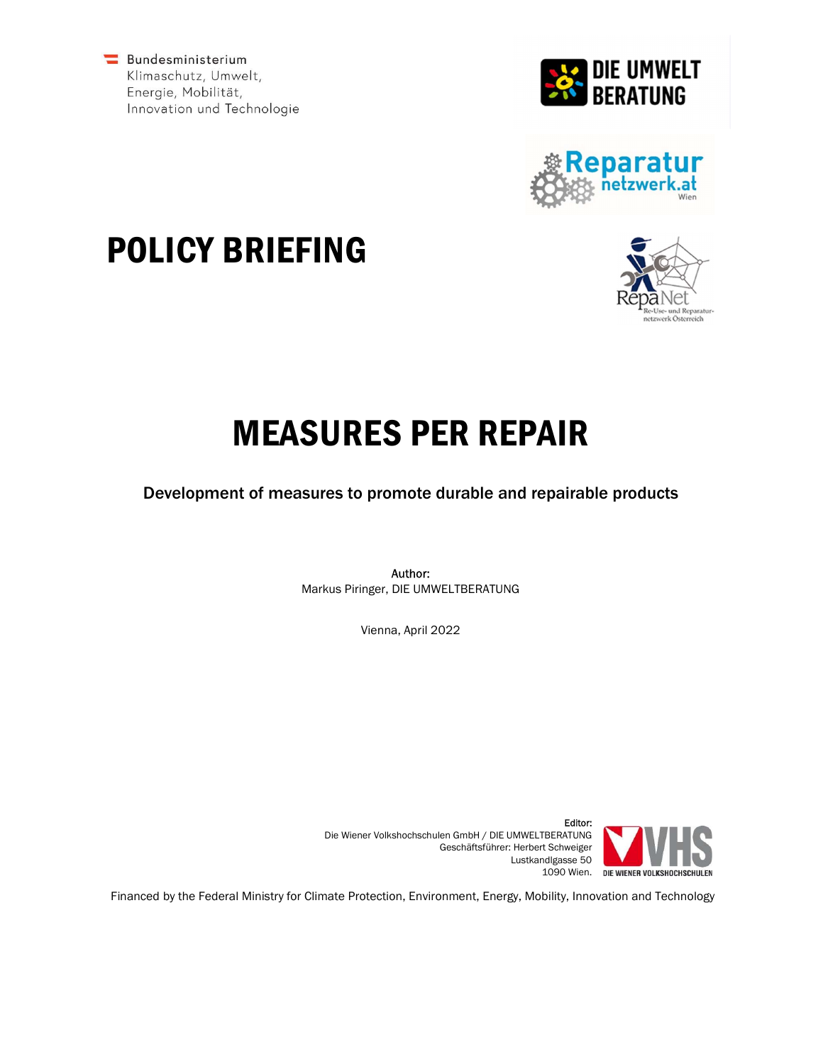Bundesministerium
Klimaschutz, Umwelt,
Energie, Mobilität,
Innovation und Technologie

DIE UMWELT BERATUNG

Reparatur netzwerk.at Wien

RepaNet Re-Use- und Reparaturnetzwerk Österreich

# POLICY BRIEFING

# MEASURES PER REPAIR

**Development of measures to promote durable and repairable products**

**Author:**
Markus Piringer, DIE UMWELTBERATUNG

Vienna, April 2022

**Editor:**
Die Wiener Volkshochschulen GmbH / DIE UMWELTBERATUNG
Geschäftsführer: Herbert Schweiger
Lustkandlgasse 50
1090 Wien.

VHS DIE WIENER VOLKSHOCHSCHULEN

Financed by the Federal Ministry for Climate Protection, Environment, Energy, Mobility, Innovation and Technology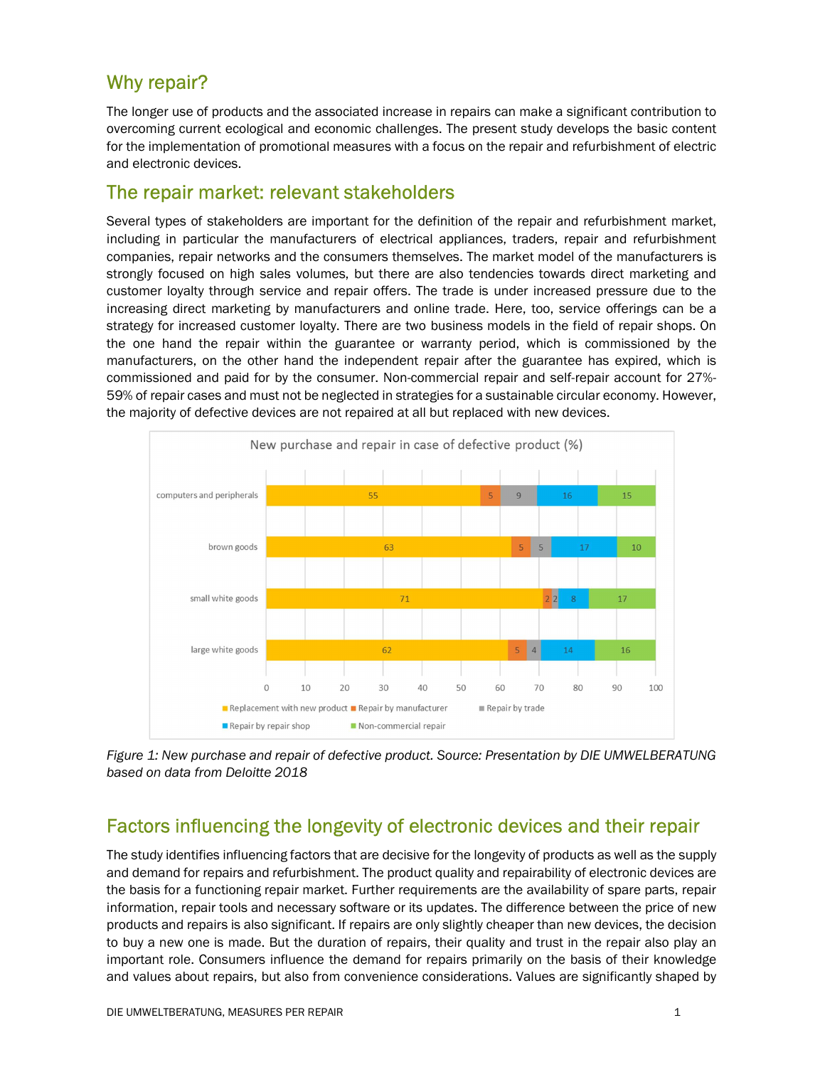## Why repair?

The longer use of products and the associated increase in repairs can make a significant contribution to overcoming current ecological and economic challenges. The present study develops the basic content for the implementation of promotional measures with a focus on the repair and refurbishment of electric and electronic devices.

## The repair market: relevant stakeholders

Several types of stakeholders are important for the definition of the repair and refurbishment market, including in particular the manufacturers of electrical appliances, traders, repair and refurbishment companies, repair networks and the consumers themselves. The market model of the manufacturers is strongly focused on high sales volumes, but there are also tendencies towards direct marketing and customer loyalty through service and repair offers. The trade is under increased pressure due to the increasing direct marketing by manufacturers and online trade. Here, too, service offerings can be a strategy for increased customer loyalty. There are two business models in the field of repair shops. On the one hand the repair within the guarantee or warranty period, which is commissioned by the manufacturers, on the other hand the independent repair after the guarantee has expired, which is commissioned and paid for by the consumer. Non-commercial repair and self-repair account for 27%-59% of repair cases and must not be neglected in strategies for a sustainable circular economy. However, the majority of defective devices are not repaired at all but replaced with new devices.

**New purchase and repair in case of defective product (%)**

| | Replacement with new product | Repair by manufacturer | Repair by trade | Repair by repair shop | Non-commercial repair |
|---|---|---|---|---|---|
| computers and peripherals | 55 | 5 | 9 | 16 | 15 |
| brown goods | 63 | 5 | 5 | 17 | 10 |
| small white goods | 71 | 2 | 2 | 8 | 17 |
| large white goods | 62 | 5 | 4 | 14 | 16 |

*Figure 1: New purchase and repair of defective product. Source: Presentation by DIE UMWELTBERATUNG based on data from Deloitte 2018*

## Factors influencing the longevity of electronic devices and their repair

The study identifies influencing factors that are decisive for the longevity of products as well as the supply and demand for repairs and refurbishment. The product quality and repairability of electronic devices are the basis for a functioning repair market. Further requirements are the availability of spare parts, repair information, repair tools and necessary software or its updates. The difference between the price of new products and repairs is also significant. If repairs are only slightly cheaper than new devices, the decision to buy a new one is made. But the duration of repairs, their quality and trust in the repair also play an important role. Consumers influence the demand for repairs primarily on the basis of their knowledge and values about repairs, but also from convenience considerations. Values are significantly shaped by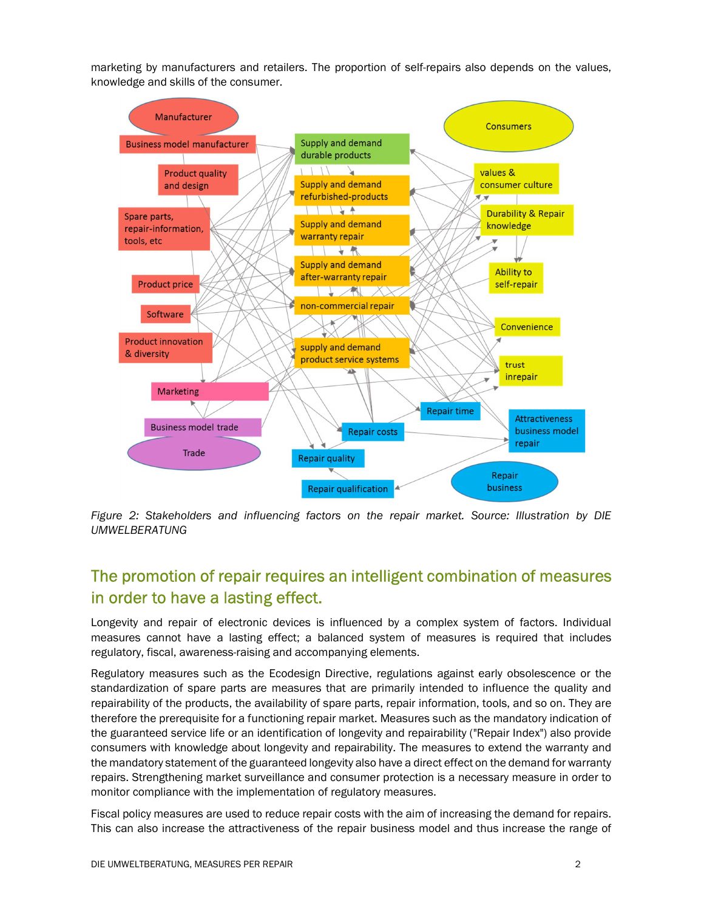marketing by manufacturers and retailers. The proportion of self-repairs also depends on the values, knowledge and skills of the consumer.

*Figure 2: Stakeholders and influencing factors on the repair market. Source: Illustration by DIE UMWELTBERATUNG*

## The promotion of repair requires an intelligent combination of measures in order to have a lasting effect.

Longevity and repair of electronic devices is influenced by a complex system of factors. Individual measures cannot have a lasting effect; a balanced system of measures is required that includes regulatory, fiscal, awareness-raising and accompanying elements.

Regulatory measures such as the Ecodesign Directive, regulations against early obsolescence or the standardization of spare parts are measures that are primarily intended to influence the quality and repairability of the products, the availability of spare parts, repair information, tools, and so on. They are therefore the prerequisite for a functioning repair market. Measures such as the mandatory indication of the guaranteed service life or an identification of longevity and repairability ("Repair Index") also provide consumers with knowledge about longevity and repairability. The measures to extend the warranty and the mandatory statement of the guaranteed longevity also have a direct effect on the demand for warranty repairs. Strengthening market surveillance and consumer protection is a necessary measure in order to monitor compliance with the implementation of regulatory measures.

Fiscal policy measures are used to reduce repair costs with the aim of increasing the demand for repairs. This can also increase the attractiveness of the repair business model and thus increase the range of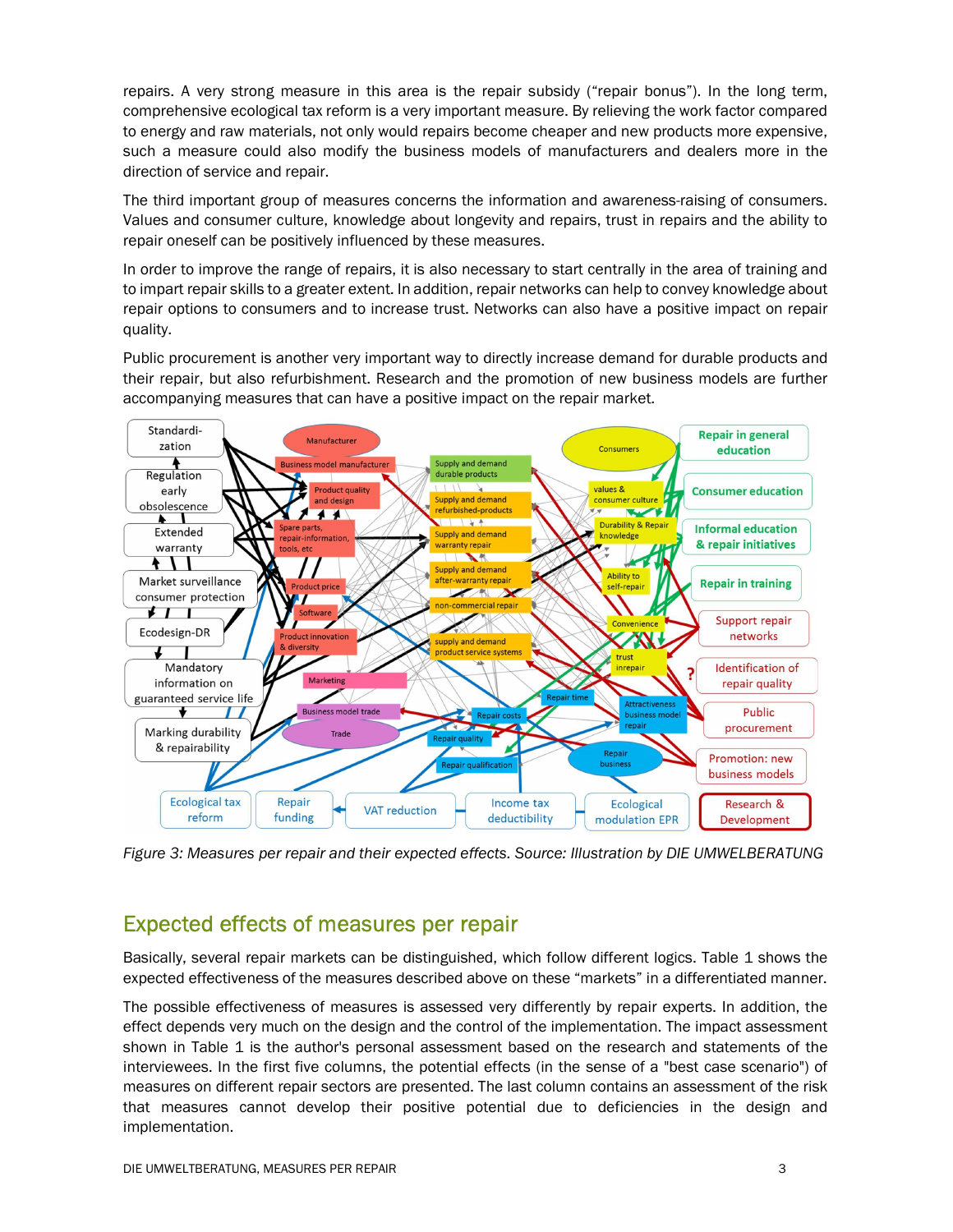repairs. A very strong measure in this area is the repair subsidy ("repair bonus"). In the long term, comprehensive ecological tax reform is a very important measure. By relieving the work factor compared to energy and raw materials, not only would repairs become cheaper and new products more expensive, such a measure could also modify the business models of manufacturers and dealers more in the direction of service and repair.

The third important group of measures concerns the information and awareness-raising of consumers. Values and consumer culture, knowledge about longevity and repairs, trust in repairs and the ability to repair oneself can be positively influenced by these measures.

In order to improve the range of repairs, it is also necessary to start centrally in the area of training and to impart repair skills to a greater extent. In addition, repair networks can help to convey knowledge about repair options to consumers and to increase trust. Networks can also have a positive impact on repair quality.

Public procurement is another very important way to directly increase demand for durable products and their repair, but also refurbishment. Research and the promotion of new business models are further accompanying measures that can have a positive impact on the repair market.

*Figure 3: Measures per repair and their expected effects. Source: Illustration by DIE UMWELTBERATUNG*

## Expected effects of measures per repair

Basically, several repair markets can be distinguished, which follow different logics. Table 1 shows the expected effectiveness of the measures described above on these "markets" in a differentiated manner.

The possible effectiveness of measures is assessed very differently by repair experts. In addition, the effect depends very much on the design and the control of the implementation. The impact assessment shown in Table 1 is the author's personal assessment based on the research and statements of the interviewees. In the first five columns, the potential effects (in the sense of a "best case scenario") of measures on different repair sectors are presented. The last column contains an assessment of the risk that measures cannot develop their positive potential due to deficiencies in the design and implementation.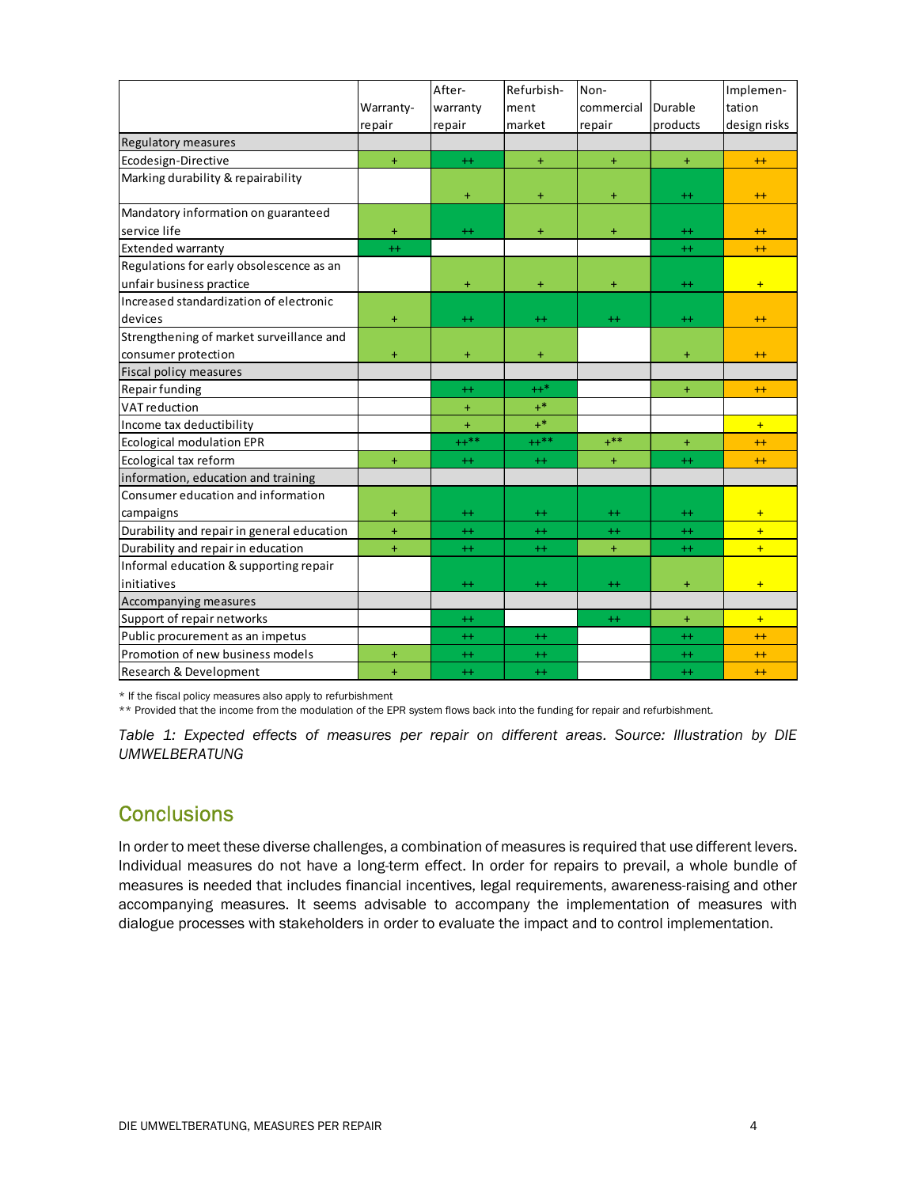| | Warranty-repair | After-warranty repair | Refurbish-ment market | Non-commercial repair | Durable products | Implemen-tation design risks |
|---|---|---|---|---|---|---|
| Regulatory measures | | | | | | |
| Ecodesign-Directive | + | ++ | + | + | + | ++ |
| Marking durability & repairability | | + | + | + | ++ | ++ |
| Mandatory information on guaranteed service life | + | ++ | + | + | ++ | ++ |
| Extended warranty | ++ | | | | ++ | ++ |
| Regulations for early obsolescence as an unfair business practice | | + | + | + | ++ | + |
| Increased standardization of electronic devices | + | ++ | ++ | ++ | ++ | ++ |
| Strengthening of market surveillance and consumer protection | + | + | + | | + | ++ |
| Fiscal policy measures | | | | | | |
| Repair funding | | ++ | ++* | | + | ++ |
| VAT reduction | | + | +* | | | |
| Income tax deductibility | | + | +* | | | + |
| Ecological modulation EPR | | ++** | ++** | +** | + | ++ |
| Ecological tax reform | + | ++ | ++ | + | ++ | ++ |
| information, education and training | | | | | | |
| Consumer education and information campaigns | + | ++ | ++ | ++ | ++ | + |
| Durability and repair in general education | + | ++ | ++ | ++ | ++ | + |
| Durability and repair in education | + | ++ | ++ | + | ++ | + |
| Informal education & supporting repair initiatives | | ++ | ++ | ++ | + | + |
| Accompanying measures | | | | | | |
| Support of repair networks | | ++ | | ++ | + | + |
| Public procurement as an impetus | | ++ | ++ | | ++ | ++ |
| Promotion of new business models | + | ++ | ++ | | ++ | ++ |
| Research & Development | + | ++ | ++ | | ++ | ++ |

\* If the fiscal policy measures also apply to refurbishment

\*\* Provided that the income from the modulation of the EPR system flows back into the funding for repair and refurbishment.

*Table 1: Expected effects of measures per repair on different areas. Source: Illustration by DIE UMWELBERATUNG*

## Conclusions

In order to meet these diverse challenges, a combination of measures is required that use different levers. Individual measures do not have a long-term effect. In order for repairs to prevail, a whole bundle of measures is needed that includes financial incentives, legal requirements, awareness-raising and other accompanying measures. It seems advisable to accompany the implementation of measures with dialogue processes with stakeholders in order to evaluate the impact and to control implementation.